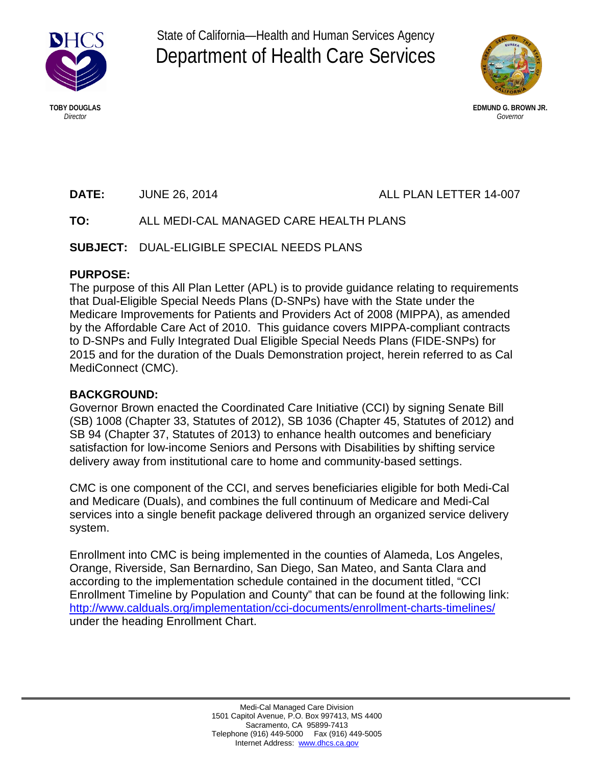State of California—Health and Human Services Agency

# Department of Health Care Services

**TOBY DOUGLAS**
*Director*

**EDMUND G. BROWN JR.**
*Governor*

**DATE:** JUNE 26, 2014 ALL PLAN LETTER 14-007

**TO:** ALL MEDI-CAL MANAGED CARE HEALTH PLANS

**SUBJECT:** DUAL-ELIGIBLE SPECIAL NEEDS PLANS

**PURPOSE:**
The purpose of this All Plan Letter (APL) is to provide guidance relating to requirements that Dual-Eligible Special Needs Plans (D-SNPs) have with the State under the Medicare Improvements for Patients and Providers Act of 2008 (MIPPA), as amended by the Affordable Care Act of 2010. This guidance covers MIPPA-compliant contracts to D-SNPs and Fully Integrated Dual Eligible Special Needs Plans (FIDE-SNPs) for 2015 and for the duration of the Duals Demonstration project, herein referred to as Cal MediConnect (CMC).

**BACKGROUND:**
Governor Brown enacted the Coordinated Care Initiative (CCI) by signing Senate Bill (SB) 1008 (Chapter 33, Statutes of 2012), SB 1036 (Chapter 45, Statutes of 2012) and SB 94 (Chapter 37, Statutes of 2013) to enhance health outcomes and beneficiary satisfaction for low-income Seniors and Persons with Disabilities by shifting service delivery away from institutional care to home and community-based settings.

CMC is one component of the CCI, and serves beneficiaries eligible for both Medi-Cal and Medicare (Duals), and combines the full continuum of Medicare and Medi-Cal services into a single benefit package delivered through an organized service delivery system.

Enrollment into CMC is being implemented in the counties of Alameda, Los Angeles, Orange, Riverside, San Bernardino, San Diego, San Mateo, and Santa Clara and according to the implementation schedule contained in the document titled, "CCI Enrollment Timeline by Population and County" that can be found at the following link: http://www.calduals.org/implementation/cci-documents/enrollment-charts-timelines/ under the heading Enrollment Chart.

Medi-Cal Managed Care Division
1501 Capitol Avenue, P.O. Box 997413, MS 4400
Sacramento, CA 95899-7413
Telephone (916) 449-5000 Fax (916) 449-5005
Internet Address: www.dhcs.ca.gov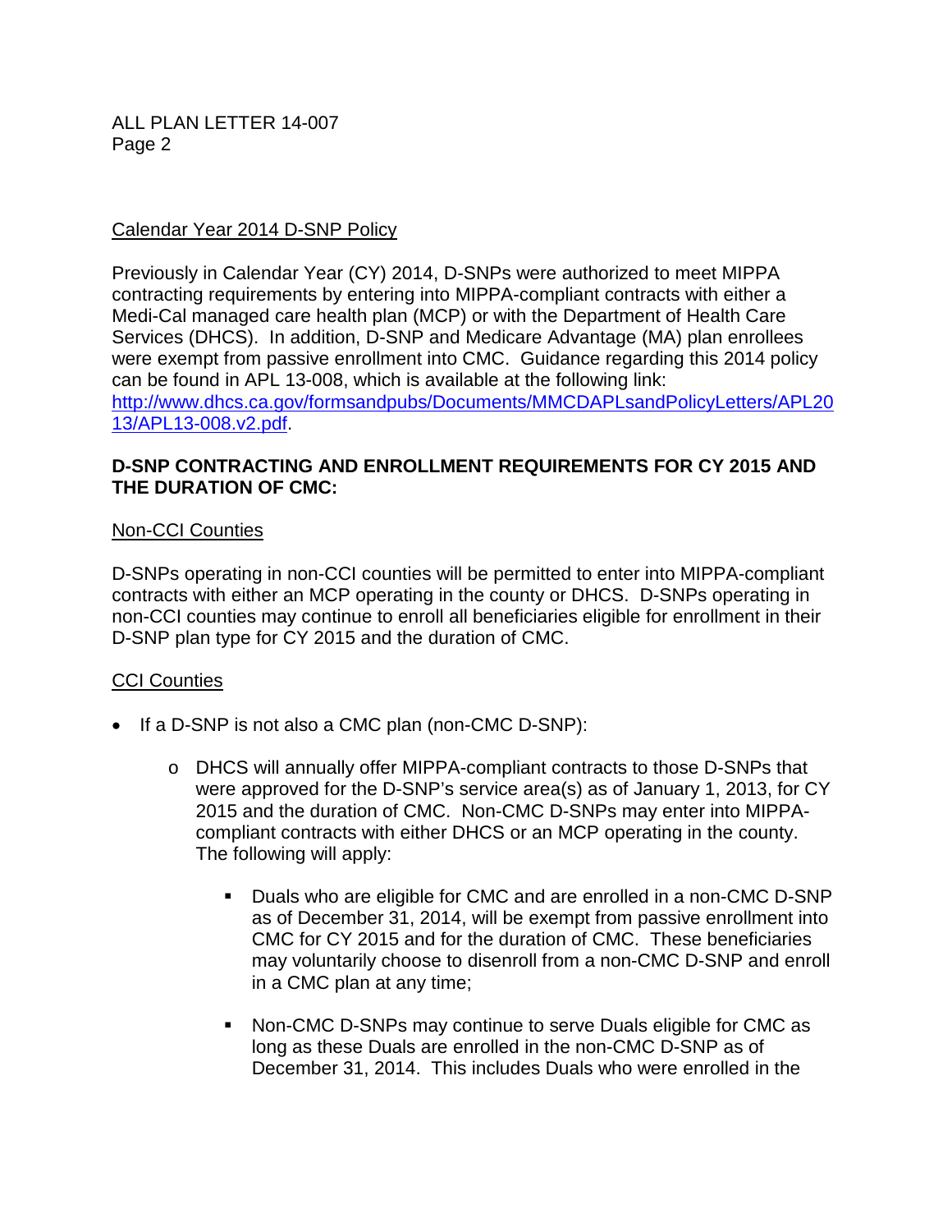Calendar Year 2014 D-SNP Policy

Previously in Calendar Year (CY) 2014, D-SNPs were authorized to meet MIPPA contracting requirements by entering into MIPPA-compliant contracts with either a Medi-Cal managed care health plan (MCP) or with the Department of Health Care Services (DHCS). In addition, D-SNP and Medicare Advantage (MA) plan enrollees were exempt from passive enrollment into CMC. Guidance regarding this 2014 policy can be found in APL 13-008, which is available at the following link: http://www.dhcs.ca.gov/formsandpubs/Documents/MMCDAPLsandPolicyLetters/APL2013/APL13-008.v2.pdf.

**D-SNP CONTRACTING AND ENROLLMENT REQUIREMENTS FOR CY 2015 AND THE DURATION OF CMC:**

Non-CCI Counties

D-SNPs operating in non-CCI counties will be permitted to enter into MIPPA-compliant contracts with either an MCP operating in the county or DHCS. D-SNPs operating in non-CCI counties may continue to enroll all beneficiaries eligible for enrollment in their D-SNP plan type for CY 2015 and the duration of CMC.

CCI Counties

- If a D-SNP is not also a CMC plan (non-CMC D-SNP):
  - DHCS will annually offer MIPPA-compliant contracts to those D-SNPs that were approved for the D-SNP's service area(s) as of January 1, 2013, for CY 2015 and the duration of CMC. Non-CMC D-SNPs may enter into MIPPA-compliant contracts with either DHCS or an MCP operating in the county. The following will apply:
    - Duals who are eligible for CMC and are enrolled in a non-CMC D-SNP as of December 31, 2014, will be exempt from passive enrollment into CMC for CY 2015 and for the duration of CMC. These beneficiaries may voluntarily choose to disenroll from a non-CMC D-SNP and enroll in a CMC plan at any time;
    - Non-CMC D-SNPs may continue to serve Duals eligible for CMC as long as these Duals are enrolled in the non-CMC D-SNP as of December 31, 2014. This includes Duals who were enrolled in the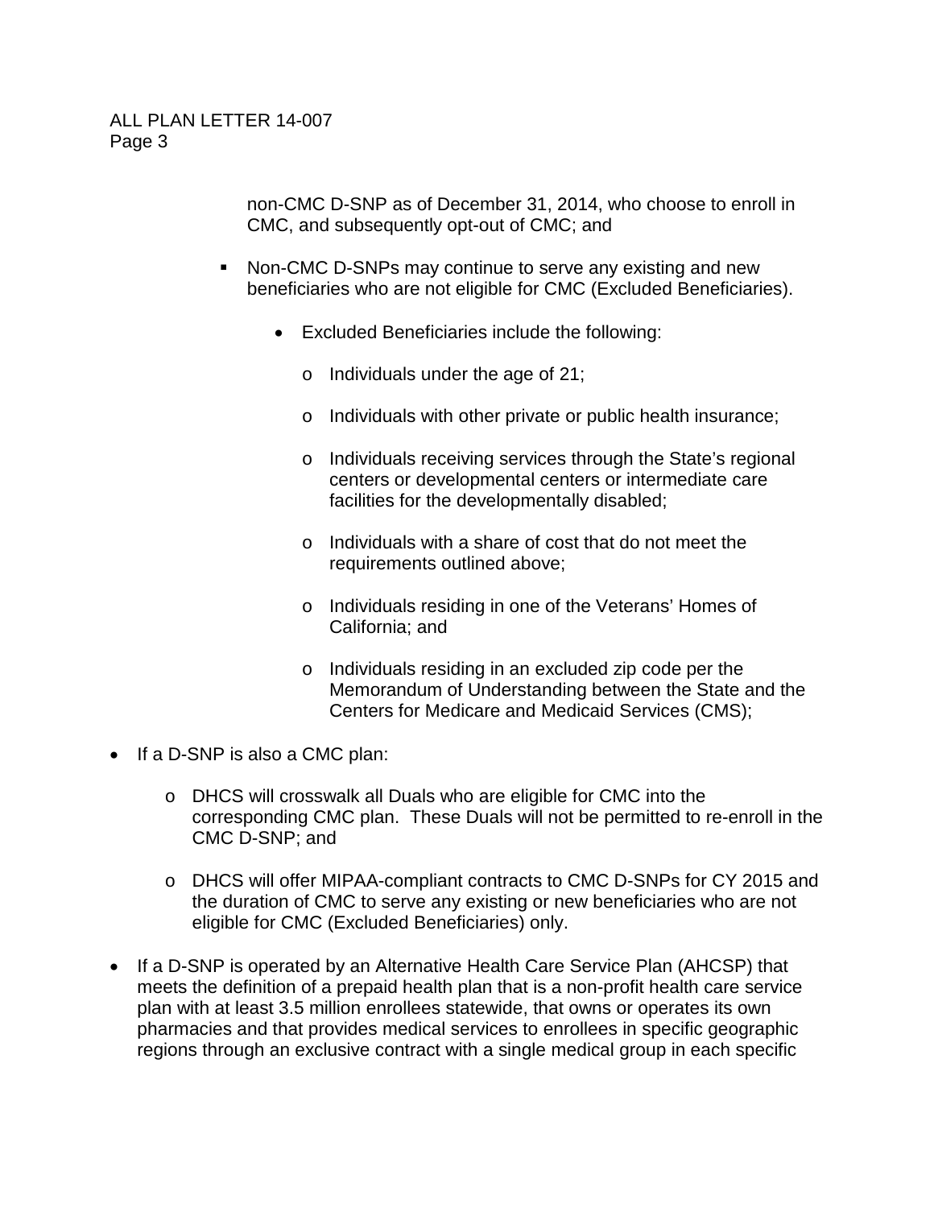non-CMC D-SNP as of December 31, 2014, who choose to enroll in CMC, and subsequently opt-out of CMC; and

- Non-CMC D-SNPs may continue to serve any existing and new beneficiaries who are not eligible for CMC (Excluded Beneficiaries).

  - Excluded Beneficiaries include the following:

    - Individuals under the age of 21;
    - Individuals with other private or public health insurance;
    - Individuals receiving services through the State's regional centers or developmental centers or intermediate care facilities for the developmentally disabled;
    - Individuals with a share of cost that do not meet the requirements outlined above;
    - Individuals residing in one of the Veterans' Homes of California; and
    - Individuals residing in an excluded zip code per the Memorandum of Understanding between the State and the Centers for Medicare and Medicaid Services (CMS);

- If a D-SNP is also a CMC plan:

  - DHCS will crosswalk all Duals who are eligible for CMC into the corresponding CMC plan. These Duals will not be permitted to re-enroll in the CMC D-SNP; and
  - DHCS will offer MIPAA-compliant contracts to CMC D-SNPs for CY 2015 and the duration of CMC to serve any existing or new beneficiaries who are not eligible for CMC (Excluded Beneficiaries) only.

- If a D-SNP is operated by an Alternative Health Care Service Plan (AHCSP) that meets the definition of a prepaid health plan that is a non-profit health care service plan with at least 3.5 million enrollees statewide, that owns or operates its own pharmacies and that provides medical services to enrollees in specific geographic regions through an exclusive contract with a single medical group in each specific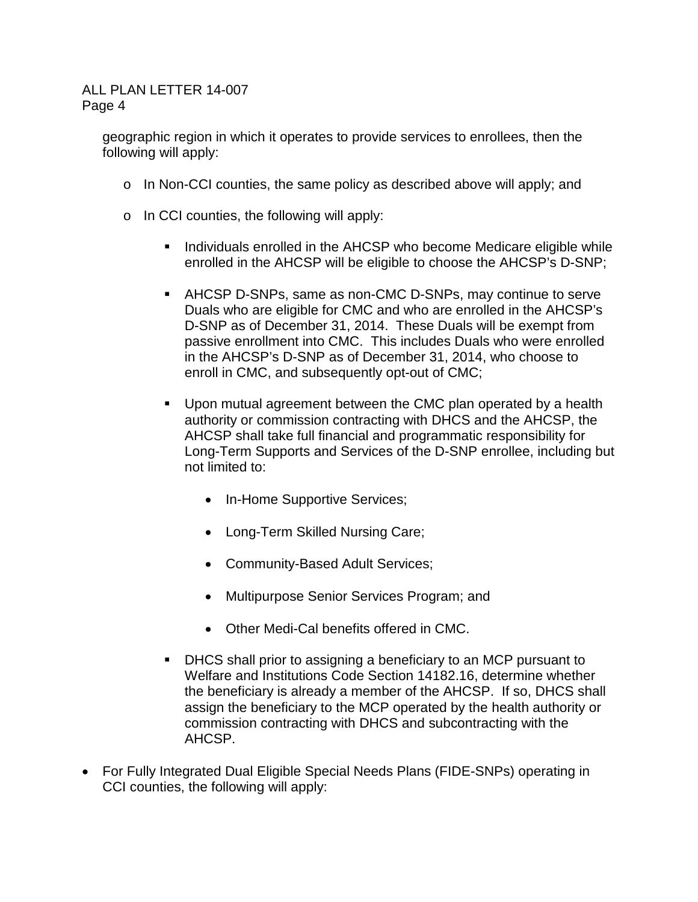geographic region in which it operates to provide services to enrollees, then the following will apply:

- In Non-CCI counties, the same policy as described above will apply; and
- In CCI counties, the following will apply:
    - Individuals enrolled in the AHCSP who become Medicare eligible while enrolled in the AHCSP will be eligible to choose the AHCSP's D-SNP;
    - AHCSP D-SNPs, same as non-CMC D-SNPs, may continue to serve Duals who are eligible for CMC and who are enrolled in the AHCSP's D-SNP as of December 31, 2014. These Duals will be exempt from passive enrollment into CMC. This includes Duals who were enrolled in the AHCSP's D-SNP as of December 31, 2014, who choose to enroll in CMC, and subsequently opt-out of CMC;
    - Upon mutual agreement between the CMC plan operated by a health authority or commission contracting with DHCS and the AHCSP, the AHCSP shall take full financial and programmatic responsibility for Long-Term Supports and Services of the D-SNP enrollee, including but not limited to:
        - In-Home Supportive Services;
        - Long-Term Skilled Nursing Care;
        - Community-Based Adult Services;
        - Multipurpose Senior Services Program; and
        - Other Medi-Cal benefits offered in CMC.
    - DHCS shall prior to assigning a beneficiary to an MCP pursuant to Welfare and Institutions Code Section 14182.16, determine whether the beneficiary is already a member of the AHCSP. If so, DHCS shall assign the beneficiary to the MCP operated by the health authority or commission contracting with DHCS and subcontracting with the AHCSP.

- For Fully Integrated Dual Eligible Special Needs Plans (FIDE-SNPs) operating in CCI counties, the following will apply: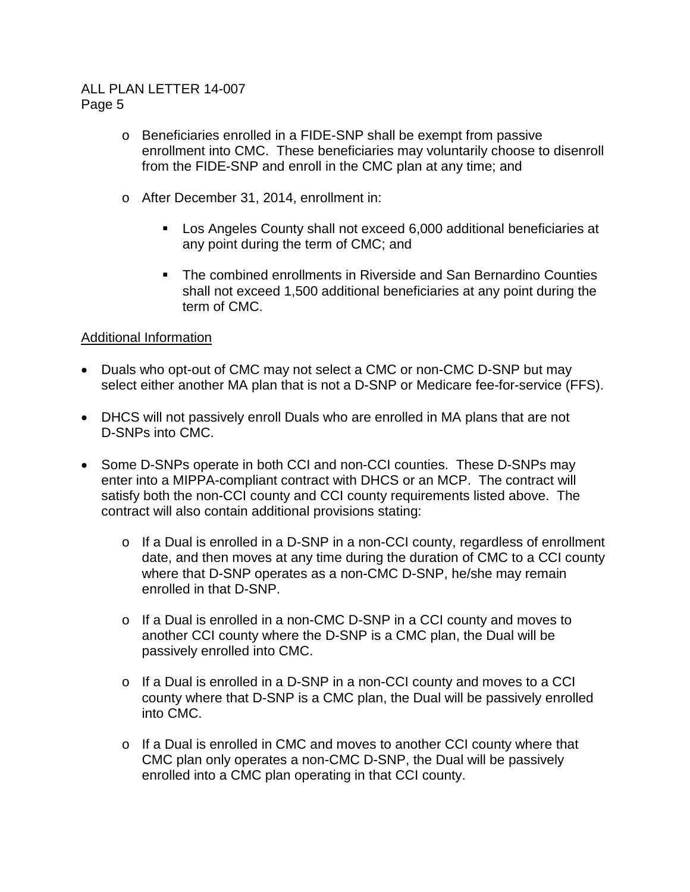- Beneficiaries enrolled in a FIDE-SNP shall be exempt from passive enrollment into CMC. These beneficiaries may voluntarily choose to disenroll from the FIDE-SNP and enroll in the CMC plan at any time; and

- After December 31, 2014, enrollment in:

    - Los Angeles County shall not exceed 6,000 additional beneficiaries at any point during the term of CMC; and

    - The combined enrollments in Riverside and San Bernardino Counties shall not exceed 1,500 additional beneficiaries at any point during the term of CMC.

<u>Additional Information</u>

- Duals who opt-out of CMC may not select a CMC or non-CMC D-SNP but may select either another MA plan that is not a D-SNP or Medicare fee-for-service (FFS).

- DHCS will not passively enroll Duals who are enrolled in MA plans that are not D-SNPs into CMC.

- Some D-SNPs operate in both CCI and non-CCI counties. These D-SNPs may enter into a MIPPA-compliant contract with DHCS or an MCP. The contract will satisfy both the non-CCI county and CCI county requirements listed above. The contract will also contain additional provisions stating:

    - If a Dual is enrolled in a D-SNP in a non-CCI county, regardless of enrollment date, and then moves at any time during the duration of CMC to a CCI county where that D-SNP operates as a non-CMC D-SNP, he/she may remain enrolled in that D-SNP.

    - If a Dual is enrolled in a non-CMC D-SNP in a CCI county and moves to another CCI county where the D-SNP is a CMC plan, the Dual will be passively enrolled into CMC.

    - If a Dual is enrolled in a D-SNP in a non-CCI county and moves to a CCI county where that D-SNP is a CMC plan, the Dual will be passively enrolled into CMC.

    - If a Dual is enrolled in CMC and moves to another CCI county where that CMC plan only operates a non-CMC D-SNP, the Dual will be passively enrolled into a CMC plan operating in that CCI county.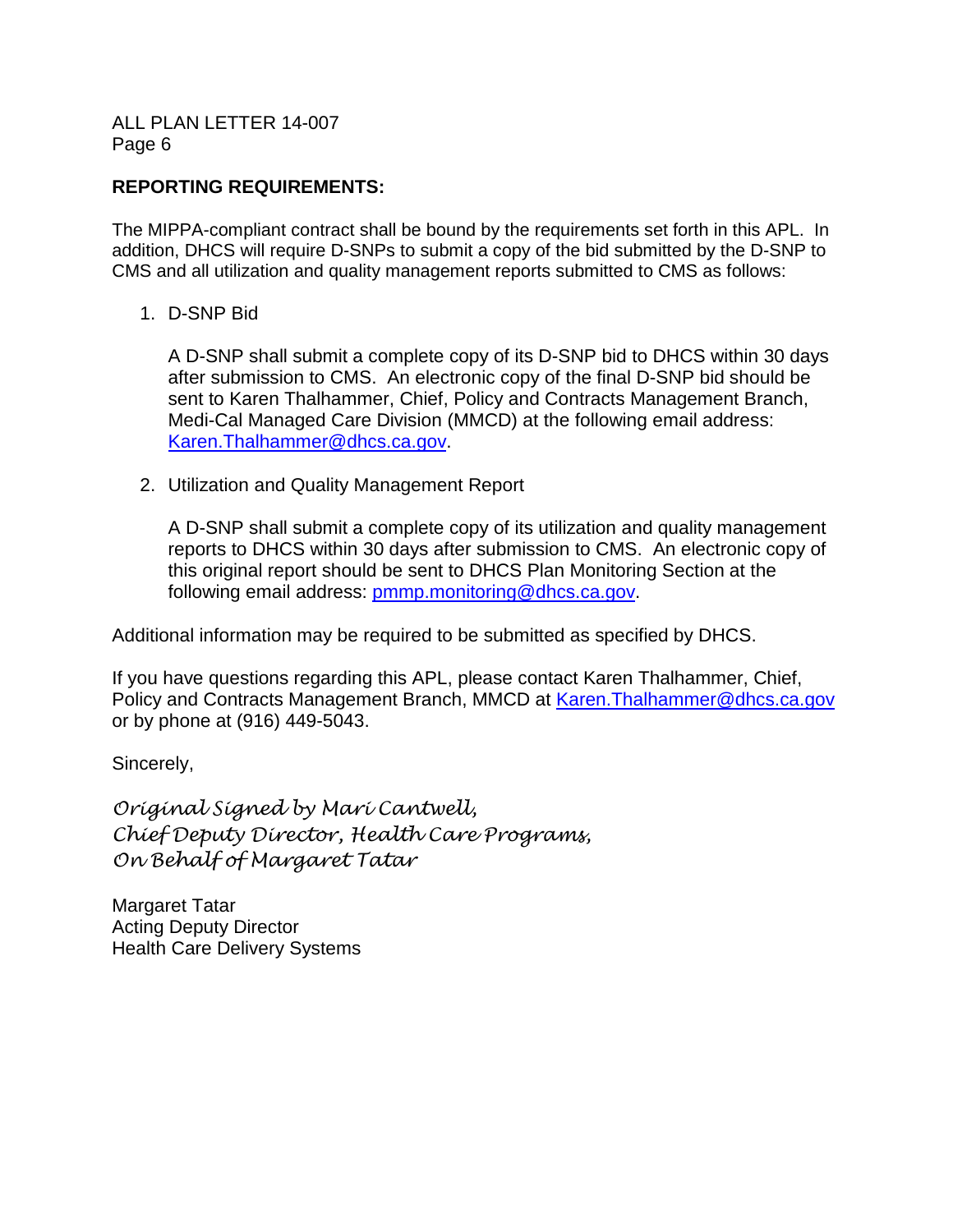## REPORTING REQUIREMENTS:

The MIPPA-compliant contract shall be bound by the requirements set forth in this APL. In addition, DHCS will require D-SNPs to submit a copy of the bid submitted by the D-SNP to CMS and all utilization and quality management reports submitted to CMS as follows:

1. D-SNP Bid

   A D-SNP shall submit a complete copy of its D-SNP bid to DHCS within 30 days after submission to CMS. An electronic copy of the final D-SNP bid should be sent to Karen Thalhammer, Chief, Policy and Contracts Management Branch, Medi-Cal Managed Care Division (MMCD) at the following email address: Karen.Thalhammer@dhcs.ca.gov.

2. Utilization and Quality Management Report

   A D-SNP shall submit a complete copy of its utilization and quality management reports to DHCS within 30 days after submission to CMS. An electronic copy of this original report should be sent to DHCS Plan Monitoring Section at the following email address: pmmp.monitoring@dhcs.ca.gov.

Additional information may be required to be submitted as specified by DHCS.

If you have questions regarding this APL, please contact Karen Thalhammer, Chief, Policy and Contracts Management Branch, MMCD at Karen.Thalhammer@dhcs.ca.gov or by phone at (916) 449-5043.

Sincerely,

*Original Signed by Mari Cantwell,*
*Chief Deputy Director, Health Care Programs,*
*On Behalf of Margaret Tatar*

Margaret Tatar
Acting Deputy Director
Health Care Delivery Systems